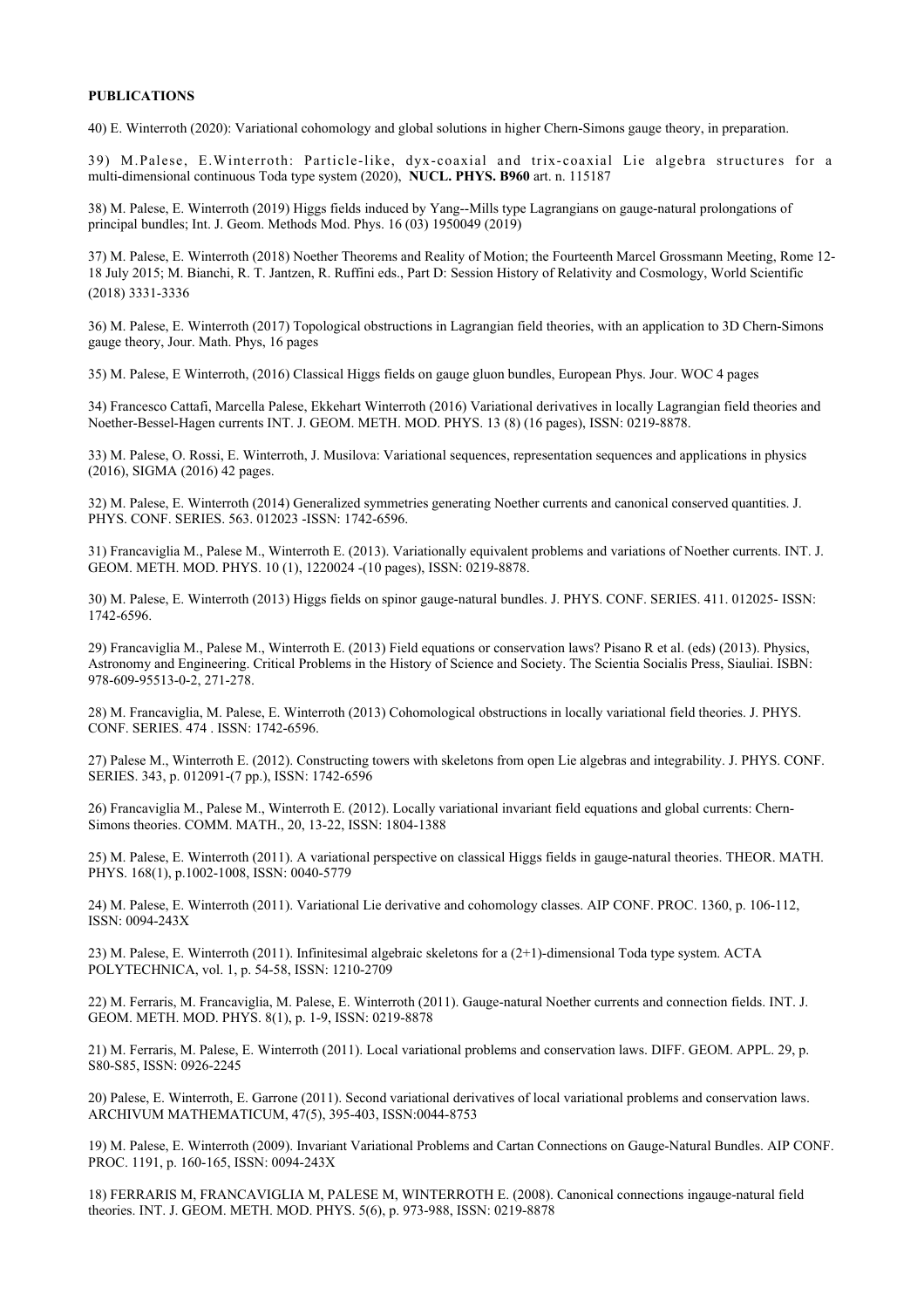**PUBLICATIONS**

40) E. Winterroth (2020): Variational cohomology and global solutions in higher Chern-Simons gauge theory, in preparation.

39) M.Palese, E.Winterroth: Particle-like, dyx-coaxial and trix-coaxial Lie algebra structures for a multi-dimensional continuous Toda type system (2020), **NUCL. PHYS. B960** art. n. 115187

38) M. Palese, E. Winterroth (2019) Higgs fields induced by Yang--Mills type Lagrangians on gauge-natural prolongations of principal bundles; Int. J. Geom. Methods Mod. Phys. 16 (03) 1950049 (2019)

37) M. Palese, E. Winterroth (2018) Noether Theorems and Reality of Motion; the Fourteenth Marcel Grossmann Meeting, Rome 12-18 July 2015; M. Bianchi, R. T. Jantzen, R. Ruffini eds., Part D: Session History of Relativity and Cosmology, World Scientific (2018) 3331-3336

36) M. Palese, E. Winterroth (2017) Topological obstructions in Lagrangian field theories, with an application to 3D Chern-Simons gauge theory, Jour. Math. Phys, 16 pages

35) M. Palese, E Winterroth, (2016) Classical Higgs fields on gauge gluon bundles, European Phys. Jour. WOC 4 pages

34) Francesco Cattafi, Marcella Palese, Ekkehart Winterroth (2016) Variational derivatives in locally Lagrangian field theories and Noether-Bessel-Hagen currents INT. J. GEOM. METH. MOD. PHYS. 13 (8) (16 pages), ISSN: 0219-8878.

33) M. Palese, O. Rossi, E. Winterroth, J. Musilova: Variational sequences, representation sequences and applications in physics (2016), SIGMA (2016) 42 pages.

32) M. Palese, E. Winterroth (2014) Generalized symmetries generating Noether currents and canonical conserved quantities. J. PHYS. CONF. SERIES. 563. 012023 -ISSN: 1742-6596.

31) Francaviglia M., Palese M., Winterroth E. (2013). Variationally equivalent problems and variations of Noether currents. INT. J. GEOM. METH. MOD. PHYS. 10 (1), 1220024 -(10 pages), ISSN: 0219-8878.

30) M. Palese, E. Winterroth (2013) Higgs fields on spinor gauge-natural bundles. J. PHYS. CONF. SERIES. 411. 012025- ISSN: 1742-6596.

29) Francaviglia M., Palese M., Winterroth E. (2013) Field equations or conservation laws? Pisano R et al. (eds) (2013). Physics, Astronomy and Engineering. Critical Problems in the History of Science and Society. The Scientia Socialis Press, Siauliai. ISBN: 978-609-95513-0-2, 271-278.

28) M. Francaviglia, M. Palese, E. Winterroth (2013) Cohomological obstructions in locally variational field theories. J. PHYS. CONF. SERIES. 474 . ISSN: 1742-6596.

27) Palese M., Winterroth E. (2012). Constructing towers with skeletons from open Lie algebras and integrability. J. PHYS. CONF. SERIES. 343, p. 012091-(7 pp.), ISSN: 1742-6596

26) Francaviglia M., Palese M., Winterroth E. (2012). Locally variational invariant field equations and global currents: Chern-Simons theories. COMM. MATH., 20, 13-22, ISSN: 1804-1388

25) M. Palese, E. Winterroth (2011). A variational perspective on classical Higgs fields in gauge-natural theories. THEOR. MATH. PHYS. 168(1), p.1002-1008, ISSN: 0040-5779

24) M. Palese, E. Winterroth (2011). Variational Lie derivative and cohomology classes. AIP CONF. PROC. 1360, p. 106-112, ISSN: 0094-243X

23) M. Palese, E. Winterroth (2011). Infinitesimal algebraic skeletons for a (2+1)-dimensional Toda type system. ACTA POLYTECHNICA, vol. 1, p. 54-58, ISSN: 1210-2709

22) M. Ferraris, M. Francaviglia, M. Palese, E. Winterroth (2011). Gauge-natural Noether currents and connection fields. INT. J. GEOM. METH. MOD. PHYS. 8(1), p. 1-9, ISSN: 0219-8878

21) M. Ferraris, M. Palese, E. Winterroth (2011). Local variational problems and conservation laws. DIFF. GEOM. APPL. 29, p. S80-S85, ISSN: 0926-2245

20) Palese, E. Winterroth, E. Garrone (2011). Second variational derivatives of local variational problems and conservation laws. ARCHIVUM MATHEMATICUM, 47(5), 395-403, ISSN:0044-8753

19) M. Palese, E. Winterroth (2009). Invariant Variational Problems and Cartan Connections on Gauge-Natural Bundles. AIP CONF. PROC. 1191, p. 160-165, ISSN: 0094-243X

18) FERRARIS M, FRANCAVIGLIA M, PALESE M, WINTERROTH E. (2008). Canonical connections ingauge-natural field theories. INT. J. GEOM. METH. MOD. PHYS. 5(6), p. 973-988, ISSN: 0219-8878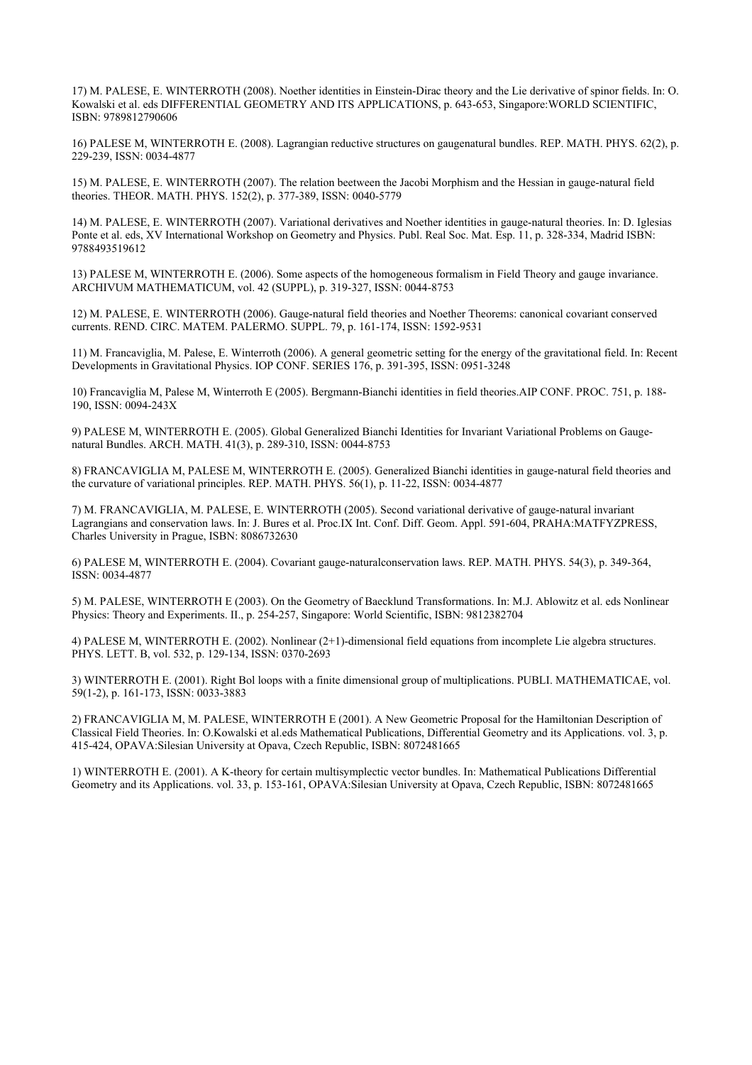17) M. PALESE, E. WINTERROTH (2008). Noether identities in Einstein-Dirac theory and the Lie derivative of spinor fields. In: O. Kowalski et al. eds DIFFERENTIAL GEOMETRY AND ITS APPLICATIONS, p. 643-653, Singapore:WORLD SCIENTIFIC, ISBN: 9789812790606

16) PALESE M, WINTERROTH E. (2008). Lagrangian reductive structures on gaugenatural bundles. REP. MATH. PHYS. 62(2), p. 229-239, ISSN: 0034-4877

15) M. PALESE, E. WINTERROTH (2007). The relation beetween the Jacobi Morphism and the Hessian in gauge-natural field theories. THEOR. MATH. PHYS. 152(2), p. 377-389, ISSN: 0040-5779

14) M. PALESE, E. WINTERROTH (2007). Variational derivatives and Noether identities in gauge-natural theories. In: D. Iglesias Ponte et al. eds, XV International Workshop on Geometry and Physics. Publ. Real Soc. Mat. Esp. 11, p. 328-334, Madrid ISBN: 9788493519612

13) PALESE M, WINTERROTH E. (2006). Some aspects of the homogeneous formalism in Field Theory and gauge invariance. ARCHIVUM MATHEMATICUM, vol. 42 (SUPPL), p. 319-327, ISSN: 0044-8753

12) M. PALESE, E. WINTERROTH (2006). Gauge-natural field theories and Noether Theorems: canonical covariant conserved currents. REND. CIRC. MATEM. PALERMO. SUPPL. 79, p. 161-174, ISSN: 1592-9531

11) M. Francaviglia, M. Palese, E. Winterroth (2006). A general geometric setting for the energy of the gravitational field. In: Recent Developments in Gravitational Physics. IOP CONF. SERIES 176, p. 391-395, ISSN: 0951-3248

10) Francaviglia M, Palese M, Winterroth E (2005). Bergmann-Bianchi identities in field theories.AIP CONF. PROC. 751, p. 188-190, ISSN: 0094-243X

9) PALESE M, WINTERROTH E. (2005). Global Generalized Bianchi Identities for Invariant Variational Problems on Gauge-natural Bundles. ARCH. MATH. 41(3), p. 289-310, ISSN: 0044-8753

8) FRANCAVIGLIA M, PALESE M, WINTERROTH E. (2005). Generalized Bianchi identities in gauge-natural field theories and the curvature of variational principles. REP. MATH. PHYS. 56(1), p. 11-22, ISSN: 0034-4877

7) M. FRANCAVIGLIA, M. PALESE, E. WINTERROTH (2005). Second variational derivative of gauge-natural invariant Lagrangians and conservation laws. In: J. Bures et al. Proc.IX Int. Conf. Diff. Geom. Appl. 591-604, PRAHA:MATFYZPRESS, Charles University in Prague, ISBN: 8086732630

6) PALESE M, WINTERROTH E. (2004). Covariant gauge-naturalconservation laws. REP. MATH. PHYS. 54(3), p. 349-364, ISSN: 0034-4877

5) M. PALESE, WINTERROTH E (2003). On the Geometry of Baecklund Transformations. In: M.J. Ablowitz et al. eds Nonlinear Physics: Theory and Experiments. II., p. 254-257, Singapore: World Scientific, ISBN: 9812382704

4) PALESE M, WINTERROTH E. (2002). Nonlinear (2+1)-dimensional field equations from incomplete Lie algebra structures. PHYS. LETT. B, vol. 532, p. 129-134, ISSN: 0370-2693

3) WINTERROTH E. (2001). Right Bol loops with a finite dimensional group of multiplications. PUBLI. MATHEMATICAE, vol. 59(1-2), p. 161-173, ISSN: 0033-3883

2) FRANCAVIGLIA M, M. PALESE, WINTERROTH E (2001). A New Geometric Proposal for the Hamiltonian Description of Classical Field Theories. In: O.Kowalski et al.eds Mathematical Publications, Differential Geometry and its Applications. vol. 3, p. 415-424, OPAVA:Silesian University at Opava, Czech Republic, ISBN: 8072481665

1) WINTERROTH E. (2001). A K-theory for certain multisymplectic vector bundles. In: Mathematical Publications Differential Geometry and its Applications. vol. 33, p. 153-161, OPAVA:Silesian University at Opava, Czech Republic, ISBN: 8072481665